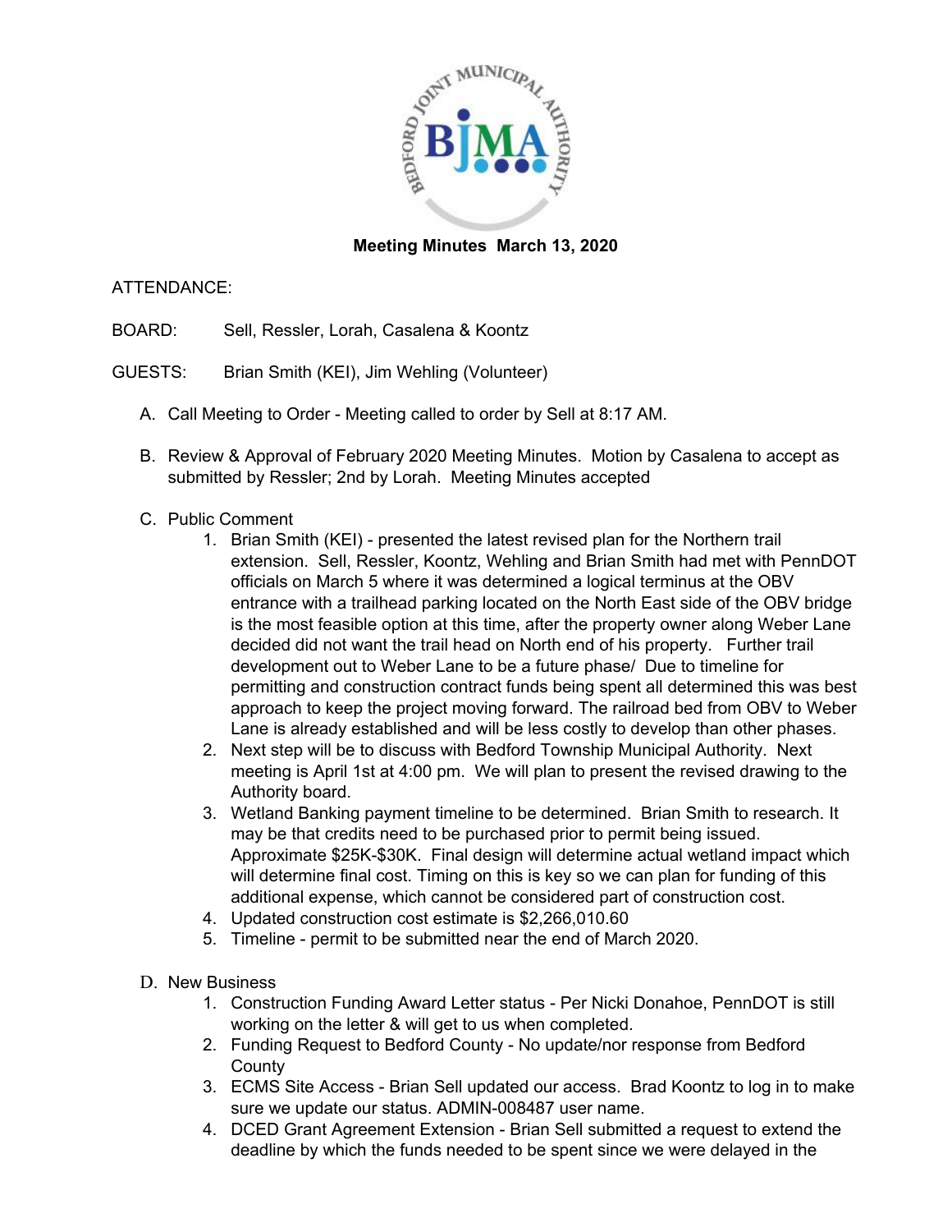**Meeting Minutes March 13, 2020**

ATTENDANCE:

BOARD: Sell, Ressler, Lorah, Casalena & Koontz

GUESTS: Brian Smith (KEI), Jim Wehling (Volunteer)

A. Call Meeting to Order - Meeting called to order by Sell at 8:17 AM.

B. Review & Approval of February 2020 Meeting Minutes. Motion by Casalena to accept as submitted by Ressler; 2nd by Lorah. Meeting Minutes accepted

C. Public Comment
   1. Brian Smith (KEI) - presented the latest revised plan for the Northern trail extension. Sell, Ressler, Koontz, Wehling and Brian Smith had met with PennDOT officials on March 5 where it was determined a logical terminus at the OBV entrance with a trailhead parking located on the North East side of the OBV bridge is the most feasible option at this time, after the property owner along Weber Lane decided did not want the trail head on North end of his property. Further trail development out to Weber Lane to be a future phase/ Due to timeline for permitting and construction contract funds being spent all determined this was best approach to keep the project moving forward. The railroad bed from OBV to Weber Lane is already established and will be less costly to develop than other phases.
   2. Next step will be to discuss with Bedford Township Municipal Authority. Next meeting is April 1st at 4:00 pm. We will plan to present the revised drawing to the Authority board.
   3. Wetland Banking payment timeline to be determined. Brian Smith to research. It may be that credits need to be purchased prior to permit being issued. Approximate $25K-$30K. Final design will determine actual wetland impact which will determine final cost. Timing on this is key so we can plan for funding of this additional expense, which cannot be considered part of construction cost.
   4. Updated construction cost estimate is $2,266,010.60
   5. Timeline - permit to be submitted near the end of March 2020.

D. New Business
   1. Construction Funding Award Letter status - Per Nicki Donahoe, PennDOT is still working on the letter & will get to us when completed.
   2. Funding Request to Bedford County - No update/nor response from Bedford County
   3. ECMS Site Access - Brian Sell updated our access. Brad Koontz to log in to make sure we update our status. ADMIN-008487 user name.
   4. DCED Grant Agreement Extension - Brian Sell submitted a request to extend the deadline by which the funds needed to be spent since we were delayed in the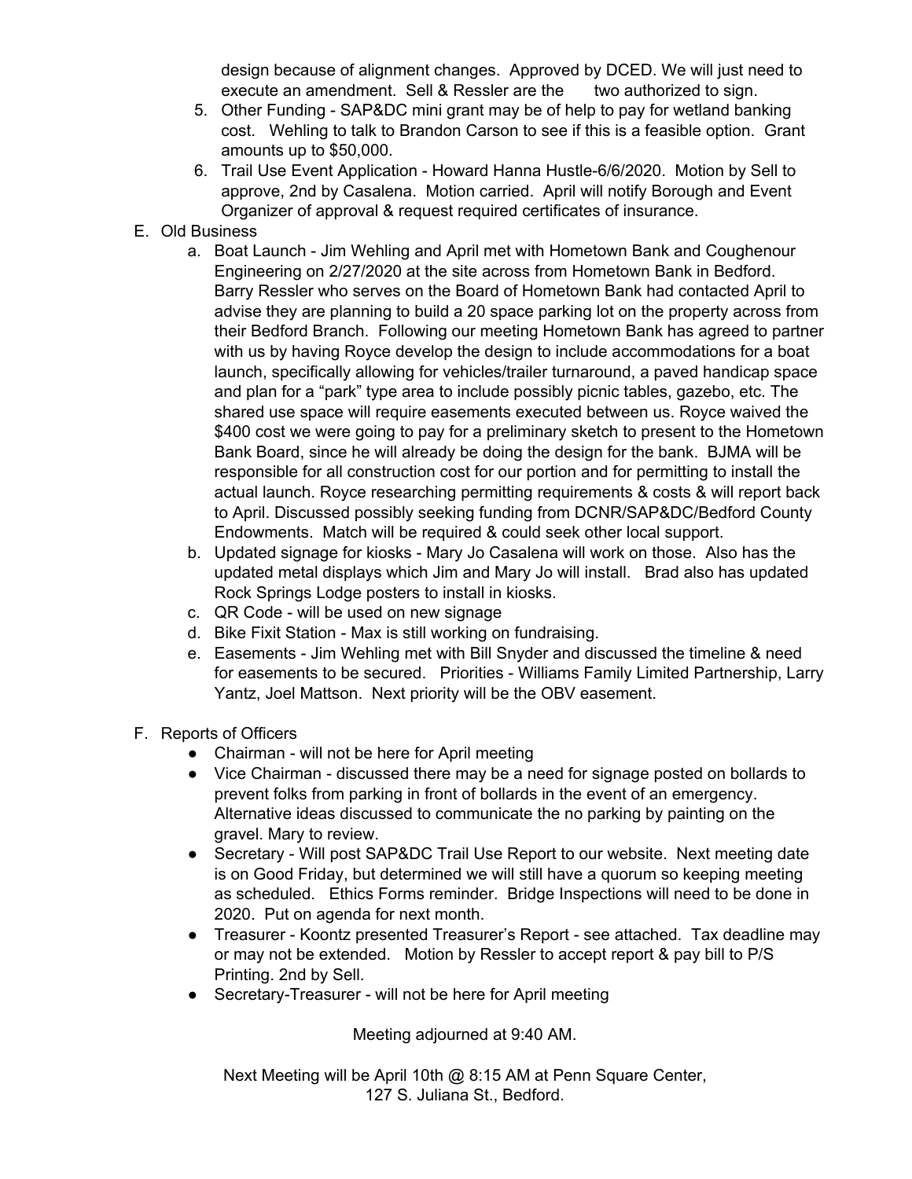design because of alignment changes. Approved by DCED. We will just need to execute an amendment. Sell & Ressler are the two authorized to sign.

5. Other Funding - SAP&DC mini grant may be of help to pay for wetland banking cost. Wehling to talk to Brandon Carson to see if this is a feasible option. Grant amounts up to $50,000.
6. Trail Use Event Application - Howard Hanna Hustle-6/6/2020. Motion by Sell to approve, 2nd by Casalena. Motion carried. April will notify Borough and Event Organizer of approval & request required certificates of insurance.

E. Old Business

a. Boat Launch - Jim Wehling and April met with Hometown Bank and Coughenour Engineering on 2/27/2020 at the site across from Hometown Bank in Bedford. Barry Ressler who serves on the Board of Hometown Bank had contacted April to advise they are planning to build a 20 space parking lot on the property across from their Bedford Branch. Following our meeting Hometown Bank has agreed to partner with us by having Royce develop the design to include accommodations for a boat launch, specifically allowing for vehicles/trailer turnaround, a paved handicap space and plan for a "park" type area to include possibly picnic tables, gazebo, etc. The shared use space will require easements executed between us. Royce waived the $400 cost we were going to pay for a preliminary sketch to present to the Hometown Bank Board, since he will already be doing the design for the bank. BJMA will be responsible for all construction cost for our portion and for permitting to install the actual launch. Royce researching permitting requirements & costs & will report back to April. Discussed possibly seeking funding from DCNR/SAP&DC/Bedford County Endowments. Match will be required & could seek other local support.

b. Updated signage for kiosks - Mary Jo Casalena will work on those. Also has the updated metal displays which Jim and Mary Jo will install. Brad also has updated Rock Springs Lodge posters to install in kiosks.

c. QR Code - will be used on new signage

d. Bike Fixit Station - Max is still working on fundraising.

e. Easements - Jim Wehling met with Bill Snyder and discussed the timeline & need for easements to be secured. Priorities - Williams Family Limited Partnership, Larry Yantz, Joel Mattson. Next priority will be the OBV easement.

F. Reports of Officers

- Chairman - will not be here for April meeting
- Vice Chairman - discussed there may be a need for signage posted on bollards to prevent folks from parking in front of bollards in the event of an emergency. Alternative ideas discussed to communicate the no parking by painting on the gravel. Mary to review.
- Secretary - Will post SAP&DC Trail Use Report to our website. Next meeting date is on Good Friday, but determined we will still have a quorum so keeping meeting as scheduled. Ethics Forms reminder. Bridge Inspections will need to be done in 2020. Put on agenda for next month.
- Treasurer - Koontz presented Treasurer's Report - see attached. Tax deadline may or may not be extended. Motion by Ressler to accept report & pay bill to P/S Printing. 2nd by Sell.
- Secretary-Treasurer - will not be here for April meeting

Meeting adjourned at 9:40 AM.

Next Meeting will be April 10th @ 8:15 AM at Penn Square Center, 127 S. Juliana St., Bedford.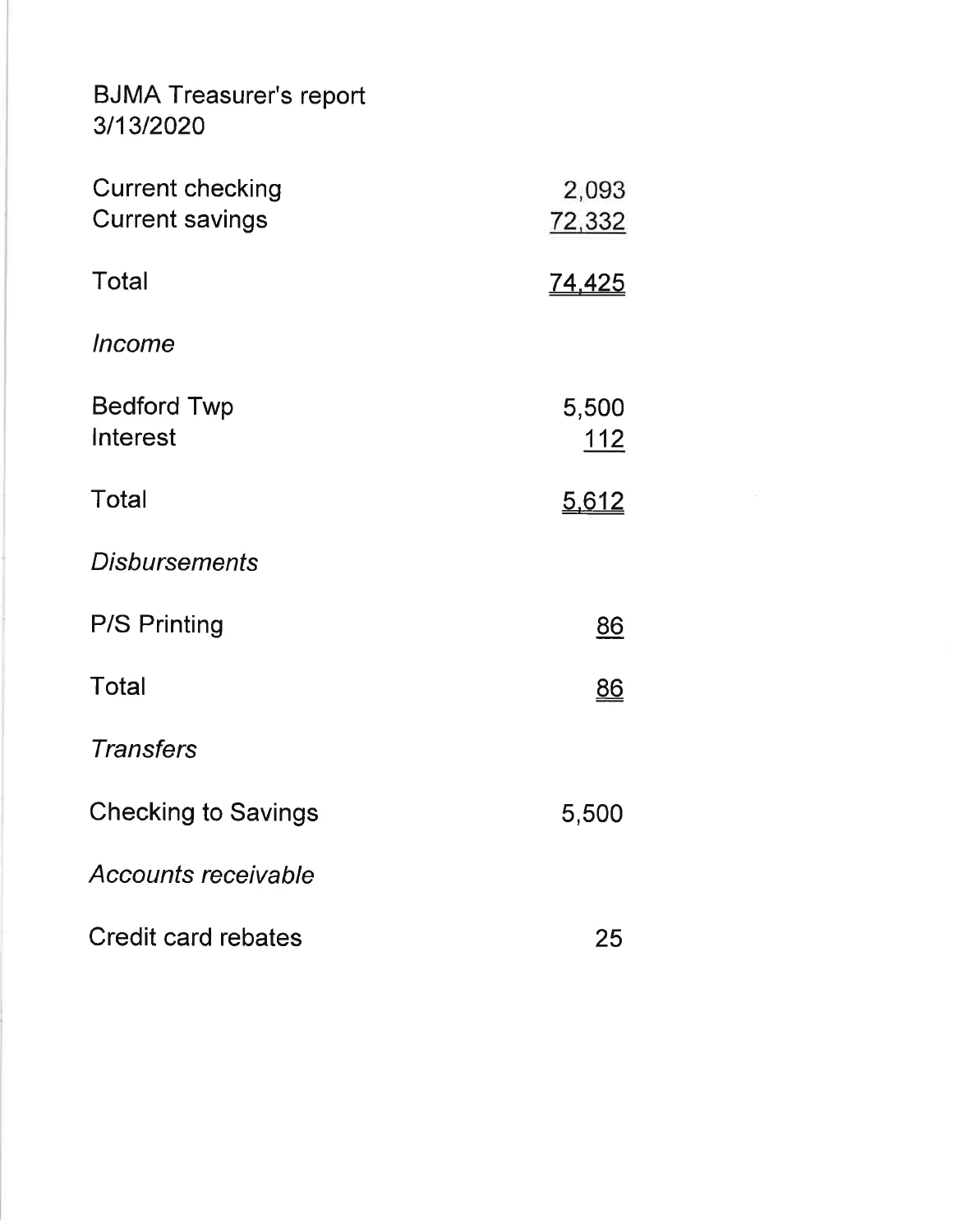BJMA Treasurer's report
3/13/2020

| | |
|---|---|
| Current checking | 2,093 |
| Current savings | 72,332 |
| Total | 74,425 |
| *Income* | |
| Bedford Twp | 5,500 |
| Interest | 112 |
| Total | 5,612 |
| *Disbursements* | |
| P/S Printing | 86 |
| Total | 86 |
| *Transfers* | |
| Checking to Savings | 5,500 |
| *Accounts receivable* | |
| Credit card rebates | 25 |